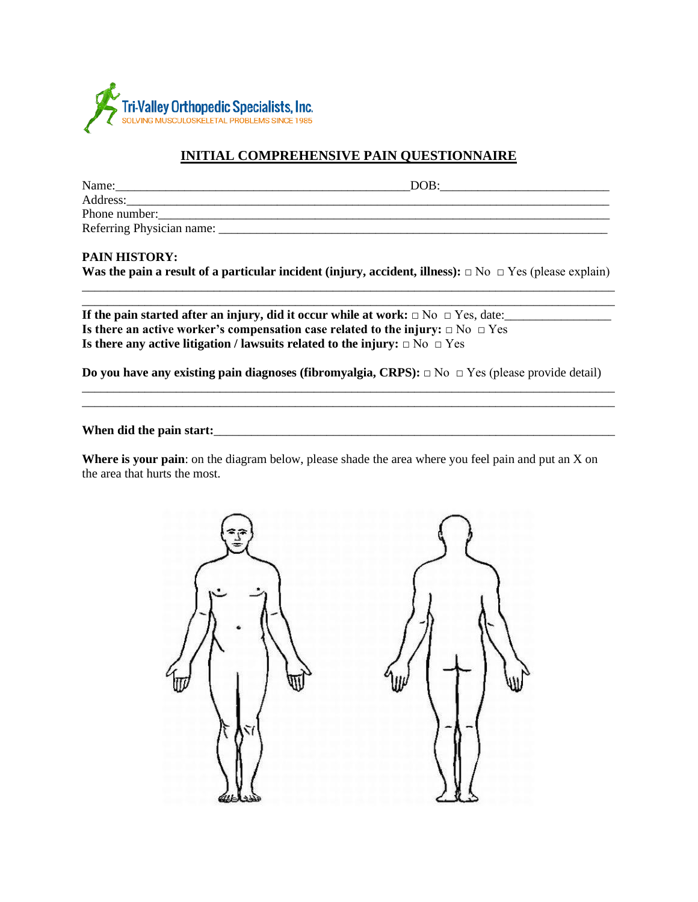Tri-Valley Orthopedic Specialists, Inc.
SOLVING MUSCULOSKELETAL PROBLEMS SINCE 1985

## INITIAL COMPREHENSIVE PAIN QUESTIONNAIRE

Name:_______________________________________________DOB:___________________________
Address:_________________________________________________________________________________
Phone number:_____________________________________________________________________________
Referring Physician name: _________________________________________________________________

**PAIN HISTORY:**
**Was the pain a result of a particular incident (injury, accident, illness):** □ No □ Yes (please explain)
_____________________________________________________________________________________
_____________________________________________________________________________________

**If the pain started after an injury, did it occur while at work:** □ No □ Yes, date:________________
**Is there an active worker's compensation case related to the injury:** □ No □ Yes
**Is there any active litigation / lawsuits related to the injury:** □ No □ Yes

**Do you have any existing pain diagnoses (fibromyalgia, CRPS):** □ No □ Yes (please provide detail)
_____________________________________________________________________________________
_____________________________________________________________________________________

**When did the pain start:**_________________________________________________________________

**Where is your pain**: on the diagram below, please shade the area where you feel pain and put an X on the area that hurts the most.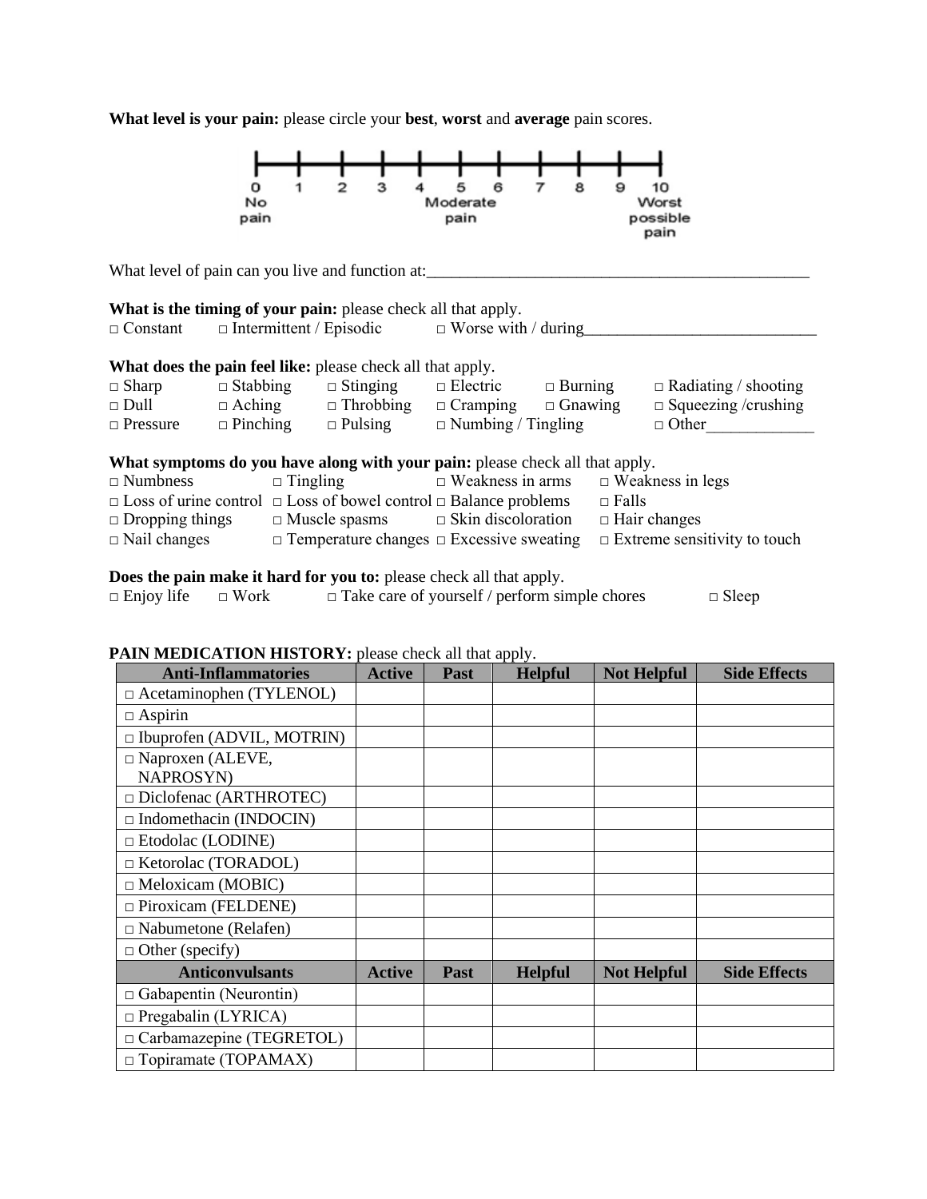**What level is your pain:** please circle your **best**, **worst** and **average** pain scores.

0 1 2 3 4 5 6 7 8 9 10

No pain — Moderate pain — Worst possible pain

What level of pain can you live and function at:_______________________________________________

**What is the timing of your pain:** please check all that apply.

□ Constant □ Intermittent / Episodic □ Worse with / during_____________________________

**What does the pain feel like:** please check all that apply.

□ Sharp □ Stabbing □ Stinging □ Electric □ Burning □ Radiating / shooting
□ Dull □ Aching □ Throbbing □ Cramping □ Gnawing □ Squeezing /crushing
□ Pressure □ Pinching □ Pulsing □ Numbing / Tingling □ Other_____________

**What symptoms do you have along with your pain:** please check all that apply.

□ Numbness □ Tingling □ Weakness in arms □ Weakness in legs
□ Loss of urine control □ Loss of bowel control □ Balance problems □ Falls
□ Dropping things □ Muscle spasms □ Skin discoloration □ Hair changes
□ Nail changes □ Temperature changes □ Excessive sweating □ Extreme sensitivity to touch

**Does the pain make it hard for you to:** please check all that apply.

□ Enjoy life □ Work □ Take care of yourself / perform simple chores □ Sleep

**PAIN MEDICATION HISTORY:** please check all that apply.

| Anti-Inflammatories | Active | Past | Helpful | Not Helpful | Side Effects |
|---|---|---|---|---|---|
| □ Acetaminophen (TYLENOL) | | | | | |
| □ Aspirin | | | | | |
| □ Ibuprofen (ADVIL, MOTRIN) | | | | | |
| □ Naproxen (ALEVE, NAPROSYN) | | | | | |
| □ Diclofenac (ARTHROTEC) | | | | | |
| □ Indomethacin (INDOCIN) | | | | | |
| □ Etodolac (LODINE) | | | | | |
| □ Ketorolac (TORADOL) | | | | | |
| □ Meloxicam (MOBIC) | | | | | |
| □ Piroxicam (FELDENE) | | | | | |
| □ Nabumetone (Relafen) | | | | | |
| □ Other (specify) | | | | | |
| **Anticonvulsants** | **Active** | **Past** | **Helpful** | **Not Helpful** | **Side Effects** |
| □ Gabapentin (Neurontin) | | | | | |
| □ Pregabalin (LYRICA) | | | | | |
| □ Carbamazepine (TEGRETOL) | | | | | |
| □ Topiramate (TOPAMAX) | | | | | |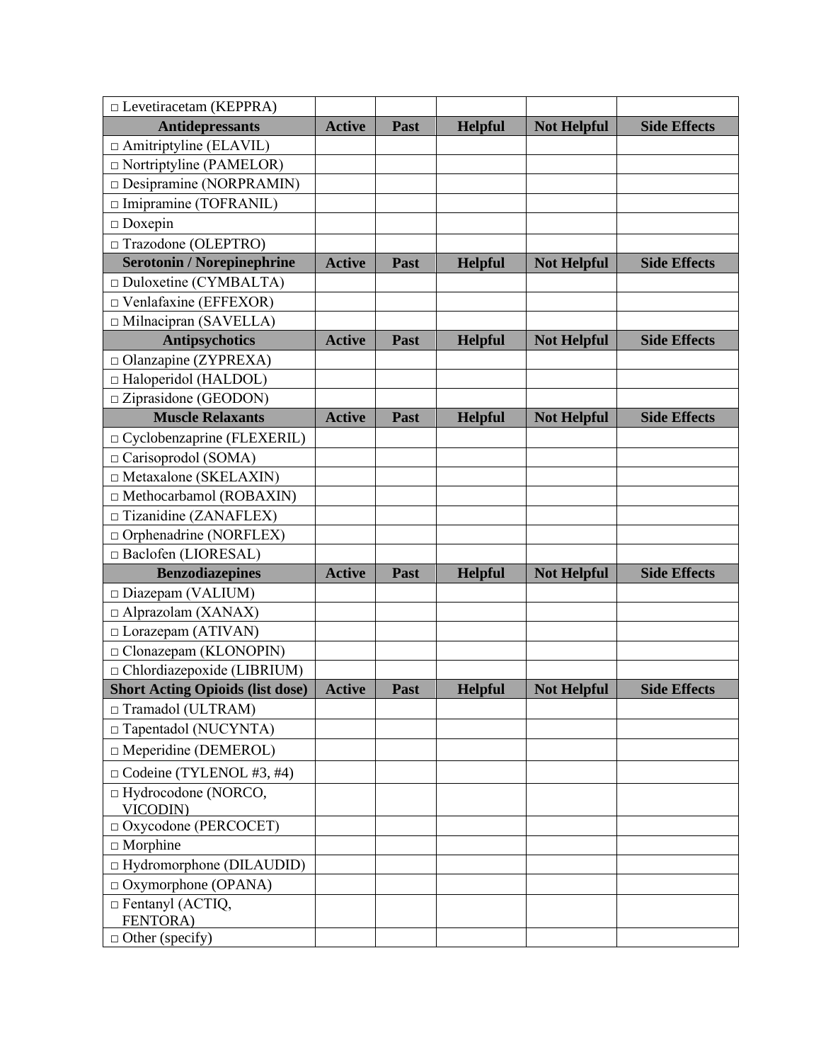| □ Levetiracetam (KEPPRA) | | | | | |
|---|---|---|---|---|---|
| **Antidepressants** | **Active** | **Past** | **Helpful** | **Not Helpful** | **Side Effects** |
| □ Amitriptyline (ELAVIL) | | | | | |
| □ Nortriptyline (PAMELOR) | | | | | |
| □ Desipramine (NORPRAMIN) | | | | | |
| □ Imipramine (TOFRANIL) | | | | | |
| □ Doxepin | | | | | |
| □ Trazodone (OLEPTRO) | | | | | |
| **Serotonin / Norepinephrine** | **Active** | **Past** | **Helpful** | **Not Helpful** | **Side Effects** |
| □ Duloxetine (CYMBALTA) | | | | | |
| □ Venlafaxine (EFFEXOR) | | | | | |
| □ Milnacipran (SAVELLA) | | | | | |
| **Antipsychotics** | **Active** | **Past** | **Helpful** | **Not Helpful** | **Side Effects** |
| □ Olanzapine (ZYPREXA) | | | | | |
| □ Haloperidol (HALDOL) | | | | | |
| □ Ziprasidone (GEODON) | | | | | |
| **Muscle Relaxants** | **Active** | **Past** | **Helpful** | **Not Helpful** | **Side Effects** |
| □ Cyclobenzaprine (FLEXERIL) | | | | | |
| □ Carisoprodol (SOMA) | | | | | |
| □ Metaxalone (SKELAXIN) | | | | | |
| □ Methocarbamol (ROBAXIN) | | | | | |
| □ Tizanidine (ZANAFLEX) | | | | | |
| □ Orphenadrine (NORFLEX) | | | | | |
| □ Baclofen (LIORESAL) | | | | | |
| **Benzodiazepines** | **Active** | **Past** | **Helpful** | **Not Helpful** | **Side Effects** |
| □ Diazepam (VALIUM) | | | | | |
| □ Alprazolam (XANAX) | | | | | |
| □ Lorazepam (ATIVAN) | | | | | |
| □ Clonazepam (KLONOPIN) | | | | | |
| □ Chlordiazepoxide (LIBRIUM) | | | | | |
| **Short Acting Opioids (list dose)** | **Active** | **Past** | **Helpful** | **Not Helpful** | **Side Effects** |
| □ Tramadol (ULTRAM) | | | | | |
| □ Tapentadol (NUCYNTA) | | | | | |
| □ Meperidine (DEMEROL) | | | | | |
| □ Codeine (TYLENOL #3, #4) | | | | | |
| □ Hydrocodone (NORCO, VICODIN) | | | | | |
| □ Oxycodone (PERCOCET) | | | | | |
| □ Morphine | | | | | |
| □ Hydromorphone (DILAUDID) | | | | | |
| □ Oxymorphone (OPANA) | | | | | |
| □ Fentanyl (ACTIQ, FENTORA) | | | | | |
| □ Other (specify) | | | | | |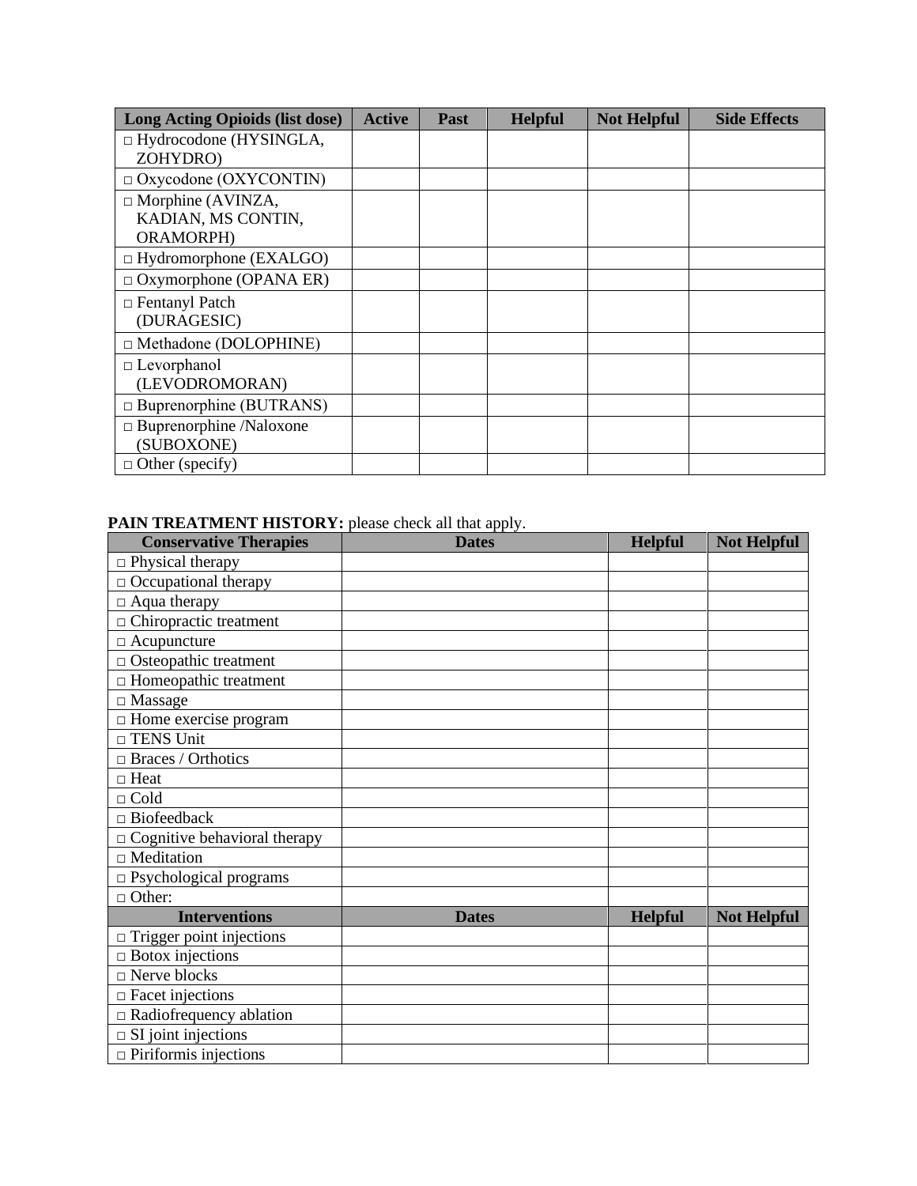| Long Acting Opioids (list dose) | Active | Past | Helpful | Not Helpful | Side Effects |
|---|---|---|---|---|---|
| □ Hydrocodone (HYSINGLA, ZOHYDRO) | | | | | |
| □ Oxycodone (OXYCONTIN) | | | | | |
| □ Morphine (AVINZA, KADIAN, MS CONTIN, ORAMORPH) | | | | | |
| □ Hydromorphone (EXALGO) | | | | | |
| □ Oxymorphone (OPANA ER) | | | | | |
| □ Fentanyl Patch (DURAGESIC) | | | | | |
| □ Methadone (DOLOPHINE) | | | | | |
| □ Levorphanol (LEVODROMORAN) | | | | | |
| □ Buprenorphine (BUTRANS) | | | | | |
| □ Buprenorphine /Naloxone (SUBOXONE) | | | | | |
| □ Other (specify) | | | | | |

**PAIN TREATMENT HISTORY:** please check all that apply.

| Conservative Therapies | Dates | Helpful | Not Helpful |
|---|---|---|---|
| □ Physical therapy | | | |
| □ Occupational therapy | | | |
| □ Aqua therapy | | | |
| □ Chiropractic treatment | | | |
| □ Acupuncture | | | |
| □ Osteopathic treatment | | | |
| □ Homeopathic treatment | | | |
| □ Massage | | | |
| □ Home exercise program | | | |
| □ TENS Unit | | | |
| □ Braces / Orthotics | | | |
| □ Heat | | | |
| □ Cold | | | |
| □ Biofeedback | | | |
| □ Cognitive behavioral therapy | | | |
| □ Meditation | | | |
| □ Psychological programs | | | |
| □ Other: | | | |
| **Interventions** | **Dates** | **Helpful** | **Not Helpful** |
| □ Trigger point injections | | | |
| □ Botox injections | | | |
| □ Nerve blocks | | | |
| □ Facet injections | | | |
| □ Radiofrequency ablation | | | |
| □ SI joint injections | | | |
| □ Piriformis injections | | | |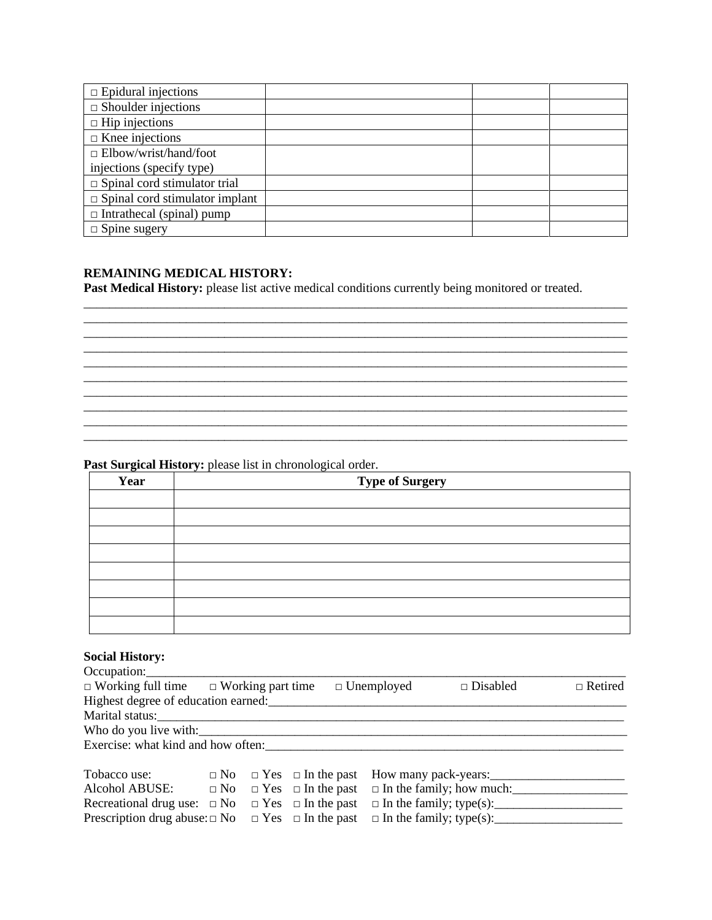| □ Epidural injections | | | |
|---|---|---|---|
| □ Shoulder injections | | | |
| □ Hip injections | | | |
| □ Knee injections | | | |
| □ Elbow/wrist/hand/foot injections (specify type) | | | |
| □ Spinal cord stimulator trial | | | |
| □ Spinal cord stimulator implant | | | |
| □ Intrathecal (spinal) pump | | | |
| □ Spine sugery | | | |

**REMAINING MEDICAL HISTORY:**

**Past Medical History:** please list active medical conditions currently being monitored or treated.

______________________________________________________________________________
______________________________________________________________________________
______________________________________________________________________________
______________________________________________________________________________
______________________________________________________________________________
______________________________________________________________________________
______________________________________________________________________________
______________________________________________________________________________
______________________________________________________________________________
______________________________________________________________________________

**Past Surgical History:** please list in chronological order.

| Year | Type of Surgery |
|---|---|
| | |
| | |
| | |
| | |
| | |
| | |
| | |
| | |

**Social History:**

Occupation:______________________________________________________________________

□ Working full time □ Working part time □ Unemployed □ Disabled □ Retired

Highest degree of education earned:_____________________________________________________

Marital status:_____________________________________________________________

Who do you live with:_________________________________________________________

Exercise: what kind and how often:___________________________________________________

Tobacco use: □ No □ Yes □ In the past How many pack-years:____________________

Alcohol ABUSE: □ No □ Yes □ In the past □ In the family; how much:_________________

Recreational drug use: □ No □ Yes □ In the past □ In the family; type(s):___________________

Prescription drug abuse: □ No □ Yes □ In the past □ In the family; type(s):___________________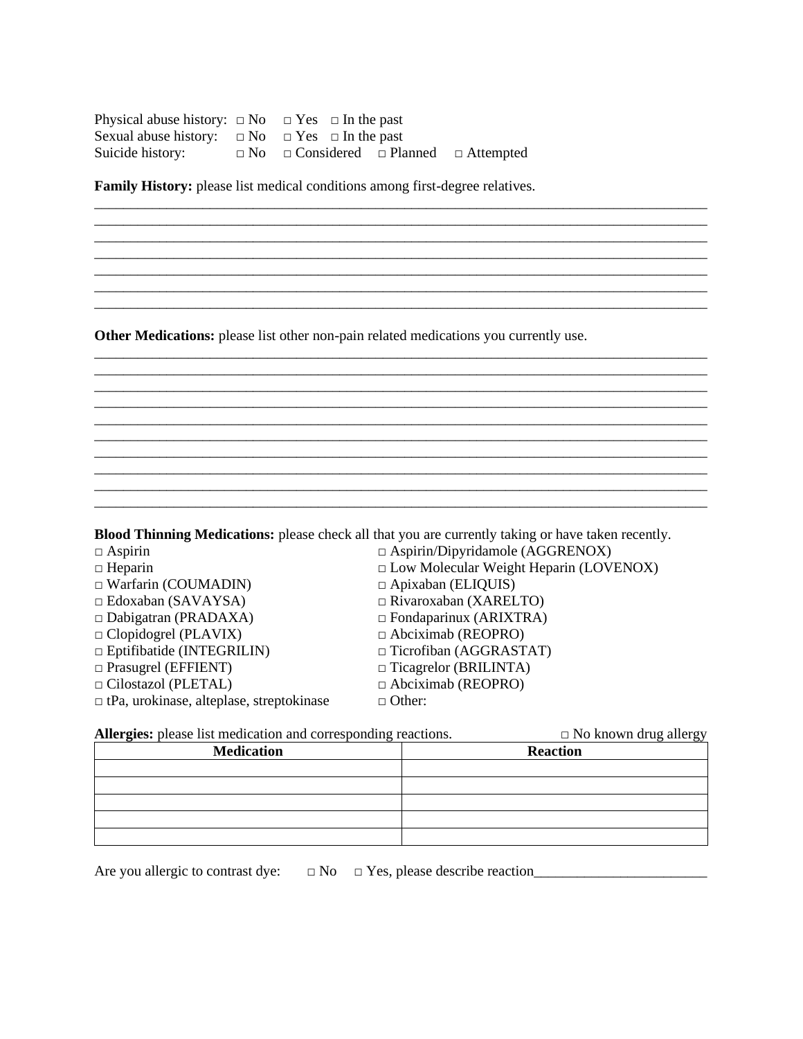Physical abuse history: □ No □ Yes □ In the past
Sexual abuse history: □ No □ Yes □ In the past
Suicide history: □ No □ Considered □ Planned □ Attempted

**Family History:** please list medical conditions among first-degree relatives.

\_\_\_\_\_\_\_\_\_\_\_\_\_\_\_\_\_\_\_\_\_\_\_\_\_\_\_\_\_\_\_\_\_\_\_\_\_\_\_\_\_\_\_\_\_\_\_\_\_\_\_\_\_\_\_\_\_\_\_\_\_\_\_\_\_\_\_\_\_\_\_\_\_\_\_\_\_\_
\_\_\_\_\_\_\_\_\_\_\_\_\_\_\_\_\_\_\_\_\_\_\_\_\_\_\_\_\_\_\_\_\_\_\_\_\_\_\_\_\_\_\_\_\_\_\_\_\_\_\_\_\_\_\_\_\_\_\_\_\_\_\_\_\_\_\_\_\_\_\_\_\_\_\_\_\_\_
\_\_\_\_\_\_\_\_\_\_\_\_\_\_\_\_\_\_\_\_\_\_\_\_\_\_\_\_\_\_\_\_\_\_\_\_\_\_\_\_\_\_\_\_\_\_\_\_\_\_\_\_\_\_\_\_\_\_\_\_\_\_\_\_\_\_\_\_\_\_\_\_\_\_\_\_\_\_
\_\_\_\_\_\_\_\_\_\_\_\_\_\_\_\_\_\_\_\_\_\_\_\_\_\_\_\_\_\_\_\_\_\_\_\_\_\_\_\_\_\_\_\_\_\_\_\_\_\_\_\_\_\_\_\_\_\_\_\_\_\_\_\_\_\_\_\_\_\_\_\_\_\_\_\_\_\_
\_\_\_\_\_\_\_\_\_\_\_\_\_\_\_\_\_\_\_\_\_\_\_\_\_\_\_\_\_\_\_\_\_\_\_\_\_\_\_\_\_\_\_\_\_\_\_\_\_\_\_\_\_\_\_\_\_\_\_\_\_\_\_\_\_\_\_\_\_\_\_\_\_\_\_\_\_\_
\_\_\_\_\_\_\_\_\_\_\_\_\_\_\_\_\_\_\_\_\_\_\_\_\_\_\_\_\_\_\_\_\_\_\_\_\_\_\_\_\_\_\_\_\_\_\_\_\_\_\_\_\_\_\_\_\_\_\_\_\_\_\_\_\_\_\_\_\_\_\_\_\_\_\_\_\_\_
\_\_\_\_\_\_\_\_\_\_\_\_\_\_\_\_\_\_\_\_\_\_\_\_\_\_\_\_\_\_\_\_\_\_\_\_\_\_\_\_\_\_\_\_\_\_\_\_\_\_\_\_\_\_\_\_\_\_\_\_\_\_\_\_\_\_\_\_\_\_\_\_\_\_\_\_\_\_

**Other Medications:** please list other non-pain related medications you currently use.

\_\_\_\_\_\_\_\_\_\_\_\_\_\_\_\_\_\_\_\_\_\_\_\_\_\_\_\_\_\_\_\_\_\_\_\_\_\_\_\_\_\_\_\_\_\_\_\_\_\_\_\_\_\_\_\_\_\_\_\_\_\_\_\_\_\_\_\_\_\_\_\_\_\_\_\_\_\_
\_\_\_\_\_\_\_\_\_\_\_\_\_\_\_\_\_\_\_\_\_\_\_\_\_\_\_\_\_\_\_\_\_\_\_\_\_\_\_\_\_\_\_\_\_\_\_\_\_\_\_\_\_\_\_\_\_\_\_\_\_\_\_\_\_\_\_\_\_\_\_\_\_\_\_\_\_\_
\_\_\_\_\_\_\_\_\_\_\_\_\_\_\_\_\_\_\_\_\_\_\_\_\_\_\_\_\_\_\_\_\_\_\_\_\_\_\_\_\_\_\_\_\_\_\_\_\_\_\_\_\_\_\_\_\_\_\_\_\_\_\_\_\_\_\_\_\_\_\_\_\_\_\_\_\_\_
\_\_\_\_\_\_\_\_\_\_\_\_\_\_\_\_\_\_\_\_\_\_\_\_\_\_\_\_\_\_\_\_\_\_\_\_\_\_\_\_\_\_\_\_\_\_\_\_\_\_\_\_\_\_\_\_\_\_\_\_\_\_\_\_\_\_\_\_\_\_\_\_\_\_\_\_\_\_
\_\_\_\_\_\_\_\_\_\_\_\_\_\_\_\_\_\_\_\_\_\_\_\_\_\_\_\_\_\_\_\_\_\_\_\_\_\_\_\_\_\_\_\_\_\_\_\_\_\_\_\_\_\_\_\_\_\_\_\_\_\_\_\_\_\_\_\_\_\_\_\_\_\_\_\_\_\_
\_\_\_\_\_\_\_\_\_\_\_\_\_\_\_\_\_\_\_\_\_\_\_\_\_\_\_\_\_\_\_\_\_\_\_\_\_\_\_\_\_\_\_\_\_\_\_\_\_\_\_\_\_\_\_\_\_\_\_\_\_\_\_\_\_\_\_\_\_\_\_\_\_\_\_\_\_\_
\_\_\_\_\_\_\_\_\_\_\_\_\_\_\_\_\_\_\_\_\_\_\_\_\_\_\_\_\_\_\_\_\_\_\_\_\_\_\_\_\_\_\_\_\_\_\_\_\_\_\_\_\_\_\_\_\_\_\_\_\_\_\_\_\_\_\_\_\_\_\_\_\_\_\_\_\_\_
\_\_\_\_\_\_\_\_\_\_\_\_\_\_\_\_\_\_\_\_\_\_\_\_\_\_\_\_\_\_\_\_\_\_\_\_\_\_\_\_\_\_\_\_\_\_\_\_\_\_\_\_\_\_\_\_\_\_\_\_\_\_\_\_\_\_\_\_\_\_\_\_\_\_\_\_\_\_
\_\_\_\_\_\_\_\_\_\_\_\_\_\_\_\_\_\_\_\_\_\_\_\_\_\_\_\_\_\_\_\_\_\_\_\_\_\_\_\_\_\_\_\_\_\_\_\_\_\_\_\_\_\_\_\_\_\_\_\_\_\_\_\_\_\_\_\_\_\_\_\_\_\_\_\_\_\_
\_\_\_\_\_\_\_\_\_\_\_\_\_\_\_\_\_\_\_\_\_\_\_\_\_\_\_\_\_\_\_\_\_\_\_\_\_\_\_\_\_\_\_\_\_\_\_\_\_\_\_\_\_\_\_\_\_\_\_\_\_\_\_\_\_\_\_\_\_\_\_\_\_\_\_\_\_\_

**Blood Thinning Medications:** please check all that you are currently taking or have taken recently.

- □ Aspirin
- □ Heparin
- □ Warfarin (COUMADIN)
- □ Edoxaban (SAVAYSA)
- □ Dabigatran (PRADAXA)
- □ Clopidogrel (PLAVIX)
- □ Eptifibatide (INTEGRILIN)
- □ Prasugrel (EFFIENT)
- □ Cilostazol (PLETAL)
- □ tPa, urokinase, alteplase, streptokinase
- □ Aspirin/Dipyridamole (AGGRENOX)
- □ Low Molecular Weight Heparin (LOVENOX)
- □ Apixaban (ELIQUIS)
- □ Rivaroxaban (XARELTO)
- □ Fondaparinux (ARIXTRA)
- □ Abciximab (REOPRO)
- □ Ticrofiban (AGGRASTAT)
- □ Ticagrelor (BRILINTA)
- □ Abciximab (REOPRO)
- □ Other:

**Allergies:** please list medication and corresponding reactions. □ No known drug allergy

| Medication | Reaction |
|---|---|
| | |
| | |
| | |
| | |
| | |

Are you allergic to contrast dye: □ No □ Yes, please describe reaction\_\_\_\_\_\_\_\_\_\_\_\_\_\_\_\_\_\_\_\_\_\_\_\_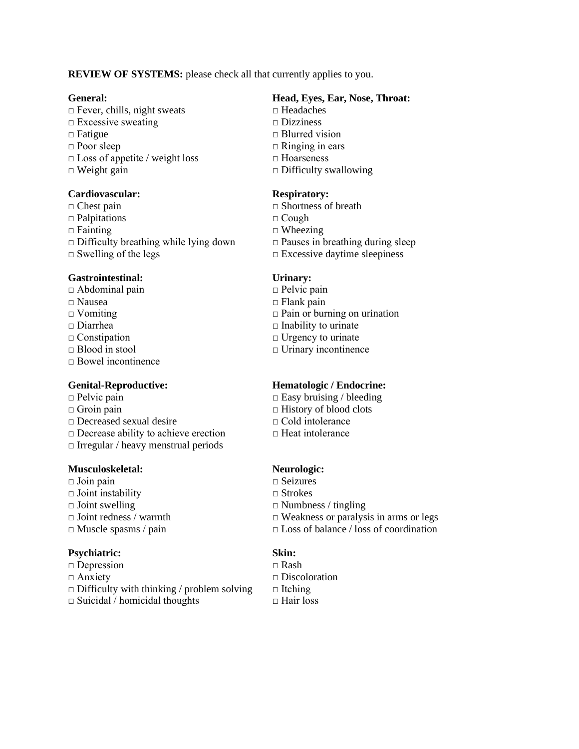**REVIEW OF SYSTEMS:** please check all that currently applies to you.

**General:**
- □ Fever, chills, night sweats
- □ Excessive sweating
- □ Fatigue
- □ Poor sleep
- □ Loss of appetite / weight loss
- □ Weight gain

**Head, Eyes, Ear, Nose, Throat:**
- □ Headaches
- □ Dizziness
- □ Blurred vision
- □ Ringing in ears
- □ Hoarseness
- □ Difficulty swallowing

**Cardiovascular:**
- □ Chest pain
- □ Palpitations
- □ Fainting
- □ Difficulty breathing while lying down
- □ Swelling of the legs

**Respiratory:**
- □ Shortness of breath
- □ Cough
- □ Wheezing
- □ Pauses in breathing during sleep
- □ Excessive daytime sleepiness

**Gastrointestinal:**
- □ Abdominal pain
- □ Nausea
- □ Vomiting
- □ Diarrhea
- □ Constipation
- □ Blood in stool
- □ Bowel incontinence

**Urinary:**
- □ Pelvic pain
- □ Flank pain
- □ Pain or burning on urination
- □ Inability to urinate
- □ Urgency to urinate
- □ Urinary incontinence

**Genital-Reproductive:**
- □ Pelvic pain
- □ Groin pain
- □ Decreased sexual desire
- □ Decrease ability to achieve erection
- □ Irregular / heavy menstrual periods

**Hematologic / Endocrine:**
- □ Easy bruising / bleeding
- □ History of blood clots
- □ Cold intolerance
- □ Heat intolerance

**Musculoskeletal:**
- □ Join pain
- □ Joint instability
- □ Joint swelling
- □ Joint redness / warmth
- □ Muscle spasms / pain

**Neurologic:**
- □ Seizures
- □ Strokes
- □ Numbness / tingling
- □ Weakness or paralysis in arms or legs
- □ Loss of balance / loss of coordination

**Psychiatric:**
- □ Depression
- □ Anxiety
- □ Difficulty with thinking / problem solving
- □ Suicidal / homicidal thoughts

**Skin:**
- □ Rash
- □ Discoloration
- □ Itching
- □ Hair loss